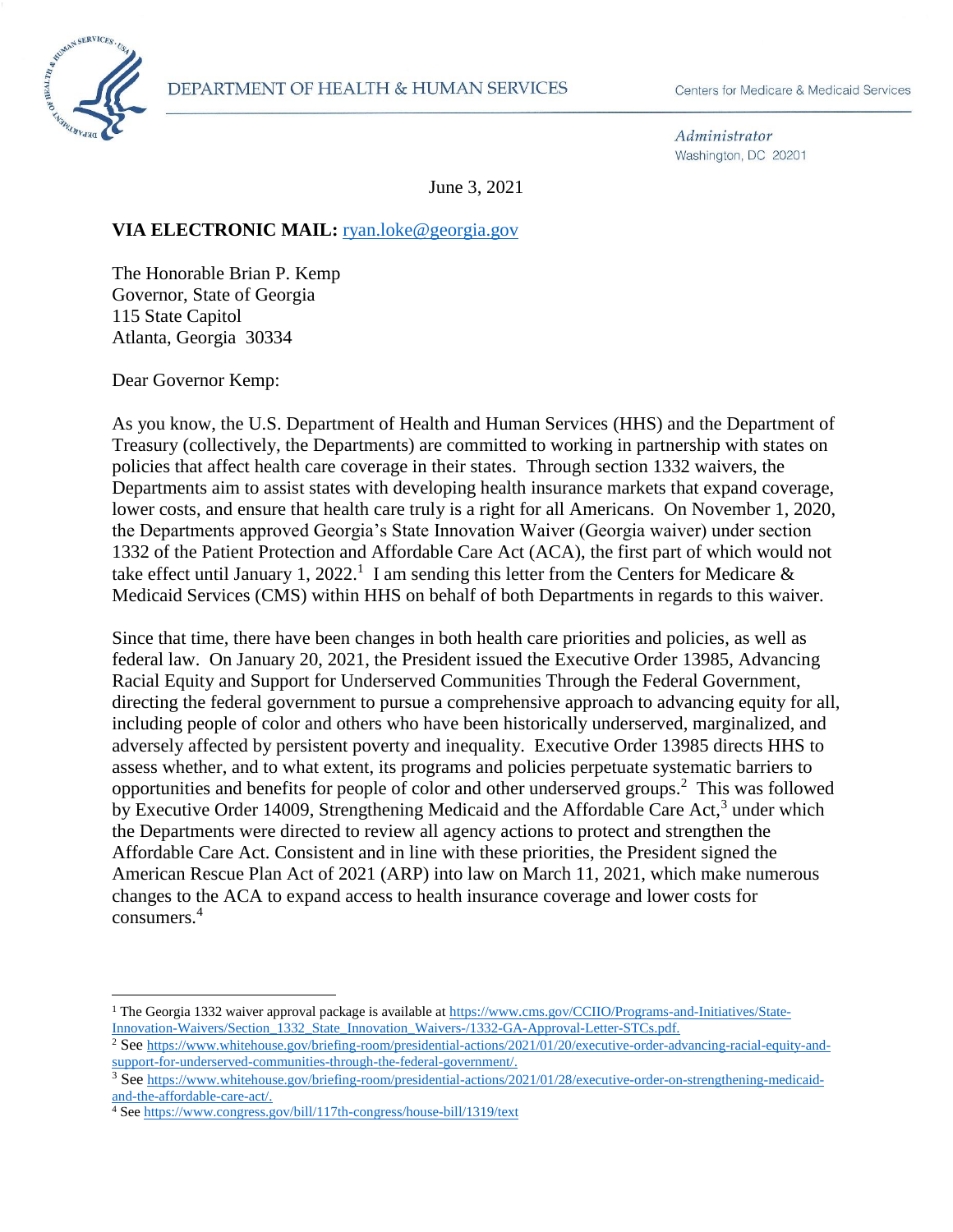DEPARTMENT OF HEALTH & HUMAN SERVICES

Centers for Medicare & Medicaid Services

*Administrator*
Washington, DC 20201

June 3, 2021

**VIA ELECTRONIC MAIL:** ryan.loke@georgia.gov

The Honorable Brian P. Kemp
Governor, State of Georgia
115 State Capitol
Atlanta, Georgia 30334

Dear Governor Kemp:

As you know, the U.S. Department of Health and Human Services (HHS) and the Department of Treasury (collectively, the Departments) are committed to working in partnership with states on policies that affect health care coverage in their states. Through section 1332 waivers, the Departments aim to assist states with developing health insurance markets that expand coverage, lower costs, and ensure that health care truly is a right for all Americans. On November 1, 2020, the Departments approved Georgia's State Innovation Waiver (Georgia waiver) under section 1332 of the Patient Protection and Affordable Care Act (ACA), the first part of which would not take effect until January 1, 2022.[1] I am sending this letter from the Centers for Medicare & Medicaid Services (CMS) within HHS on behalf of both Departments in regards to this waiver.

Since that time, there have been changes in both health care priorities and policies, as well as federal law. On January 20, 2021, the President issued the Executive Order 13985, Advancing Racial Equity and Support for Underserved Communities Through the Federal Government, directing the federal government to pursue a comprehensive approach to advancing equity for all, including people of color and others who have been historically underserved, marginalized, and adversely affected by persistent poverty and inequality. Executive Order 13985 directs HHS to assess whether, and to what extent, its programs and policies perpetuate systematic barriers to opportunities and benefits for people of color and other underserved groups.[2] This was followed by Executive Order 14009, Strengthening Medicaid and the Affordable Care Act,[3] under which the Departments were directed to review all agency actions to protect and strengthen the Affordable Care Act. Consistent and in line with these priorities, the President signed the American Rescue Plan Act of 2021 (ARP) into law on March 11, 2021, which make numerous changes to the ACA to expand access to health insurance coverage and lower costs for consumers.[4]

---

[1] The Georgia 1332 waiver approval package is available at https://www.cms.gov/CCIIO/Programs-and-Initiatives/State-Innovation-Waivers/Section_1332_State_Innovation_Waivers-/1332-GA-Approval-Letter-STCs.pdf.

[2] See https://www.whitehouse.gov/briefing-room/presidential-actions/2021/01/20/executive-order-advancing-racial-equity-and-support-for-underserved-communities-through-the-federal-government/.

[3] See https://www.whitehouse.gov/briefing-room/presidential-actions/2021/01/28/executive-order-on-strengthening-medicaid-and-the-affordable-care-act/.

[4] See https://www.congress.gov/bill/117th-congress/house-bill/1319/text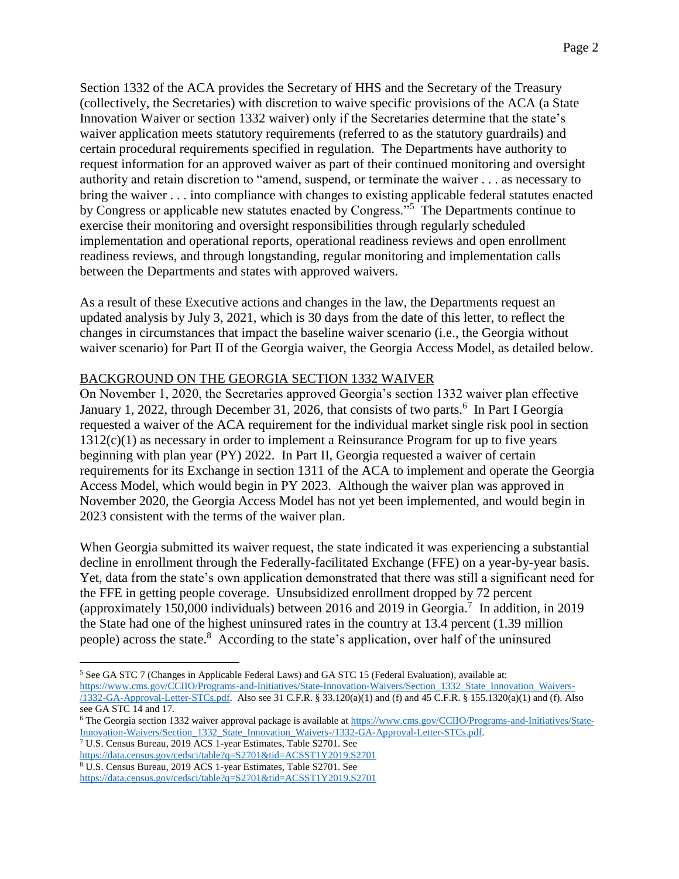Section 1332 of the ACA provides the Secretary of HHS and the Secretary of the Treasury (collectively, the Secretaries) with discretion to waive specific provisions of the ACA (a State Innovation Waiver or section 1332 waiver) only if the Secretaries determine that the state's waiver application meets statutory requirements (referred to as the statutory guardrails) and certain procedural requirements specified in regulation. The Departments have authority to request information for an approved waiver as part of their continued monitoring and oversight authority and retain discretion to "amend, suspend, or terminate the waiver . . . as necessary to bring the waiver . . . into compliance with changes to existing applicable federal statutes enacted by Congress or applicable new statutes enacted by Congress."[5] The Departments continue to exercise their monitoring and oversight responsibilities through regularly scheduled implementation and operational reports, operational readiness reviews and open enrollment readiness reviews, and through longstanding, regular monitoring and implementation calls between the Departments and states with approved waivers.

As a result of these Executive actions and changes in the law, the Departments request an updated analysis by July 3, 2021, which is 30 days from the date of this letter, to reflect the changes in circumstances that impact the baseline waiver scenario (i.e., the Georgia without waiver scenario) for Part II of the Georgia waiver, the Georgia Access Model, as detailed below.

## BACKGROUND ON THE GEORGIA SECTION 1332 WAIVER

On November 1, 2020, the Secretaries approved Georgia's section 1332 waiver plan effective January 1, 2022, through December 31, 2026, that consists of two parts.[6] In Part I Georgia requested a waiver of the ACA requirement for the individual market single risk pool in section 1312(c)(1) as necessary in order to implement a Reinsurance Program for up to five years beginning with plan year (PY) 2022. In Part II, Georgia requested a waiver of certain requirements for its Exchange in section 1311 of the ACA to implement and operate the Georgia Access Model, which would begin in PY 2023. Although the waiver plan was approved in November 2020, the Georgia Access Model has not yet been implemented, and would begin in 2023 consistent with the terms of the waiver plan.

When Georgia submitted its waiver request, the state indicated it was experiencing a substantial decline in enrollment through the Federally-facilitated Exchange (FFE) on a year-by-year basis. Yet, data from the state's own application demonstrated that there was still a significant need for the FFE in getting people coverage. Unsubsidized enrollment dropped by 72 percent (approximately 150,000 individuals) between 2016 and 2019 in Georgia.[7] In addition, in 2019 the State had one of the highest uninsured rates in the country at 13.4 percent (1.39 million people) across the state.[8] According to the state's application, over half of the uninsured

---

[5] See GA STC 7 (Changes in Applicable Federal Laws) and GA STC 15 (Federal Evaluation), available at: https://www.cms.gov/CCIIO/Programs-and-Initiatives/State-Innovation-Waivers/Section_1332_State_Innovation_Waivers-/1332-GA-Approval-Letter-STCs.pdf. Also see 31 C.F.R. § 33.120(a)(1) and (f) and 45 C.F.R. § 155.1320(a)(1) and (f). Also see GA STC 14 and 17.

[6] The Georgia section 1332 waiver approval package is available at https://www.cms.gov/CCIIO/Programs-and-Initiatives/State-Innovation-Waivers/Section_1332_State_Innovation_Waivers-/1332-GA-Approval-Letter-STCs.pdf.

[7] U.S. Census Bureau, 2019 ACS 1-year Estimates, Table S2701. See https://data.census.gov/cedsci/table?q=S2701&tid=ACSST1Y2019.S2701

[8] U.S. Census Bureau, 2019 ACS 1-year Estimates, Table S2701. See https://data.census.gov/cedsci/table?q=S2701&tid=ACSST1Y2019.S2701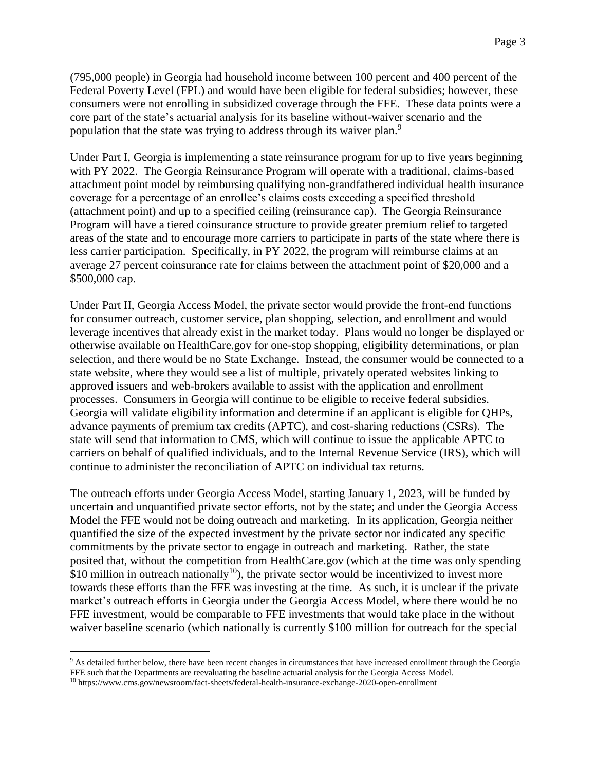(795,000 people) in Georgia had household income between 100 percent and 400 percent of the Federal Poverty Level (FPL) and would have been eligible for federal subsidies; however, these consumers were not enrolling in subsidized coverage through the FFE. These data points were a core part of the state's actuarial analysis for its baseline without-waiver scenario and the population that the state was trying to address through its waiver plan.[9]

Under Part I, Georgia is implementing a state reinsurance program for up to five years beginning with PY 2022. The Georgia Reinsurance Program will operate with a traditional, claims-based attachment point model by reimbursing qualifying non-grandfathered individual health insurance coverage for a percentage of an enrollee's claims costs exceeding a specified threshold (attachment point) and up to a specified ceiling (reinsurance cap). The Georgia Reinsurance Program will have a tiered coinsurance structure to provide greater premium relief to targeted areas of the state and to encourage more carriers to participate in parts of the state where there is less carrier participation. Specifically, in PY 2022, the program will reimburse claims at an average 27 percent coinsurance rate for claims between the attachment point of $20,000 and a $500,000 cap.

Under Part II, Georgia Access Model, the private sector would provide the front-end functions for consumer outreach, customer service, plan shopping, selection, and enrollment and would leverage incentives that already exist in the market today. Plans would no longer be displayed or otherwise available on HealthCare.gov for one-stop shopping, eligibility determinations, or plan selection, and there would be no State Exchange. Instead, the consumer would be connected to a state website, where they would see a list of multiple, privately operated websites linking to approved issuers and web-brokers available to assist with the application and enrollment processes. Consumers in Georgia will continue to be eligible to receive federal subsidies. Georgia will validate eligibility information and determine if an applicant is eligible for QHPs, advance payments of premium tax credits (APTC), and cost-sharing reductions (CSRs). The state will send that information to CMS, which will continue to issue the applicable APTC to carriers on behalf of qualified individuals, and to the Internal Revenue Service (IRS), which will continue to administer the reconciliation of APTC on individual tax returns.

The outreach efforts under Georgia Access Model, starting January 1, 2023, will be funded by uncertain and unquantified private sector efforts, not by the state; and under the Georgia Access Model the FFE would not be doing outreach and marketing. In its application, Georgia neither quantified the size of the expected investment by the private sector nor indicated any specific commitments by the private sector to engage in outreach and marketing. Rather, the state posited that, without the competition from HealthCare.gov (which at the time was only spending $10 million in outreach nationally[10]), the private sector would be incentivized to invest more towards these efforts than the FFE was investing at the time. As such, it is unclear if the private market's outreach efforts in Georgia under the Georgia Access Model, where there would be no FFE investment, would be comparable to FFE investments that would take place in the without waiver baseline scenario (which nationally is currently $100 million for outreach for the special

---

[9] As detailed further below, there have been recent changes in circumstances that have increased enrollment through the Georgia FFE such that the Departments are reevaluating the baseline actuarial analysis for the Georgia Access Model.

[10] https://www.cms.gov/newsroom/fact-sheets/federal-health-insurance-exchange-2020-open-enrollment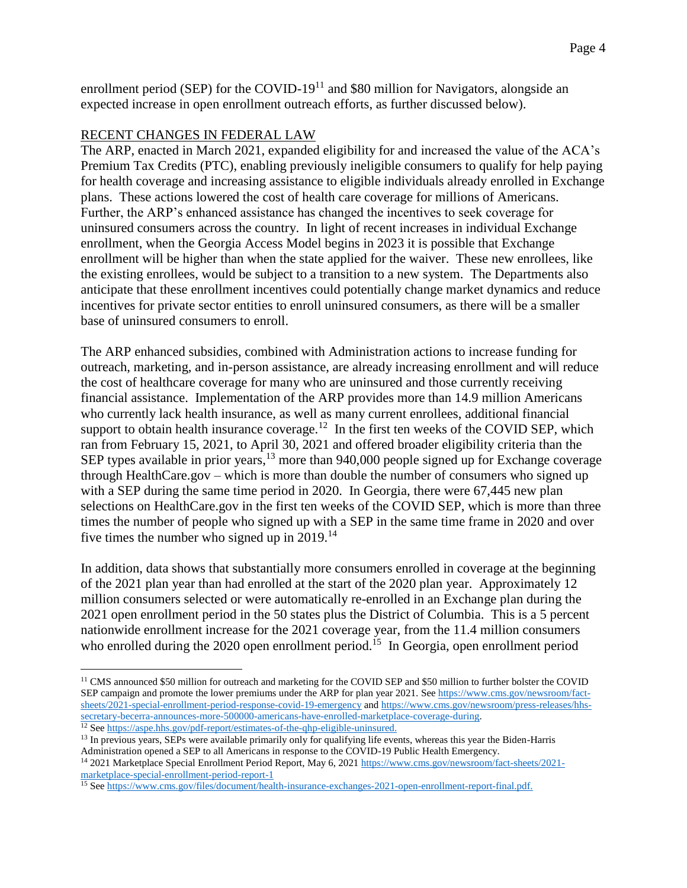enrollment period (SEP) for the COVID-19[11] and $80 million for Navigators, alongside an expected increase in open enrollment outreach efforts, as further discussed below).

## RECENT CHANGES IN FEDERAL LAW

The ARP, enacted in March 2021, expanded eligibility for and increased the value of the ACA's Premium Tax Credits (PTC), enabling previously ineligible consumers to qualify for help paying for health coverage and increasing assistance to eligible individuals already enrolled in Exchange plans. These actions lowered the cost of health care coverage for millions of Americans. Further, the ARP's enhanced assistance has changed the incentives to seek coverage for uninsured consumers across the country. In light of recent increases in individual Exchange enrollment, when the Georgia Access Model begins in 2023 it is possible that Exchange enrollment will be higher than when the state applied for the waiver. These new enrollees, like the existing enrollees, would be subject to a transition to a new system. The Departments also anticipate that these enrollment incentives could potentially change market dynamics and reduce incentives for private sector entities to enroll uninsured consumers, as there will be a smaller base of uninsured consumers to enroll.

The ARP enhanced subsidies, combined with Administration actions to increase funding for outreach, marketing, and in-person assistance, are already increasing enrollment and will reduce the cost of healthcare coverage for many who are uninsured and those currently receiving financial assistance. Implementation of the ARP provides more than 14.9 million Americans who currently lack health insurance, as well as many current enrollees, additional financial support to obtain health insurance coverage.[12] In the first ten weeks of the COVID SEP, which ran from February 15, 2021, to April 30, 2021 and offered broader eligibility criteria than the SEP types available in prior years,[13] more than 940,000 people signed up for Exchange coverage through HealthCare.gov – which is more than double the number of consumers who signed up with a SEP during the same time period in 2020. In Georgia, there were 67,445 new plan selections on HealthCare.gov in the first ten weeks of the COVID SEP, which is more than three times the number of people who signed up with a SEP in the same time frame in 2020 and over five times the number who signed up in 2019.[14]

In addition, data shows that substantially more consumers enrolled in coverage at the beginning of the 2021 plan year than had enrolled at the start of the 2020 plan year. Approximately 12 million consumers selected or were automatically re-enrolled in an Exchange plan during the 2021 open enrollment period in the 50 states plus the District of Columbia. This is a 5 percent nationwide enrollment increase for the 2021 coverage year, from the 11.4 million consumers who enrolled during the 2020 open enrollment period.[15] In Georgia, open enrollment period

---

[11] CMS announced $50 million for outreach and marketing for the COVID SEP and $50 million to further bolster the COVID SEP campaign and promote the lower premiums under the ARP for plan year 2021. See https://www.cms.gov/newsroom/fact-sheets/2021-special-enrollment-period-response-covid-19-emergency and https://www.cms.gov/newsroom/press-releases/hhs-secretary-becerra-announces-more-500000-americans-have-enrolled-marketplace-coverage-during.

[12] See https://aspe.hhs.gov/pdf-report/estimates-of-the-qhp-eligible-uninsured.

[13] In previous years, SEPs were available primarily only for qualifying life events, whereas this year the Biden-Harris Administration opened a SEP to all Americans in response to the COVID-19 Public Health Emergency.

[14] 2021 Marketplace Special Enrollment Period Report, May 6, 2021 https://www.cms.gov/newsroom/fact-sheets/2021-marketplace-special-enrollment-period-report-1

[15] See https://www.cms.gov/files/document/health-insurance-exchanges-2021-open-enrollment-report-final.pdf.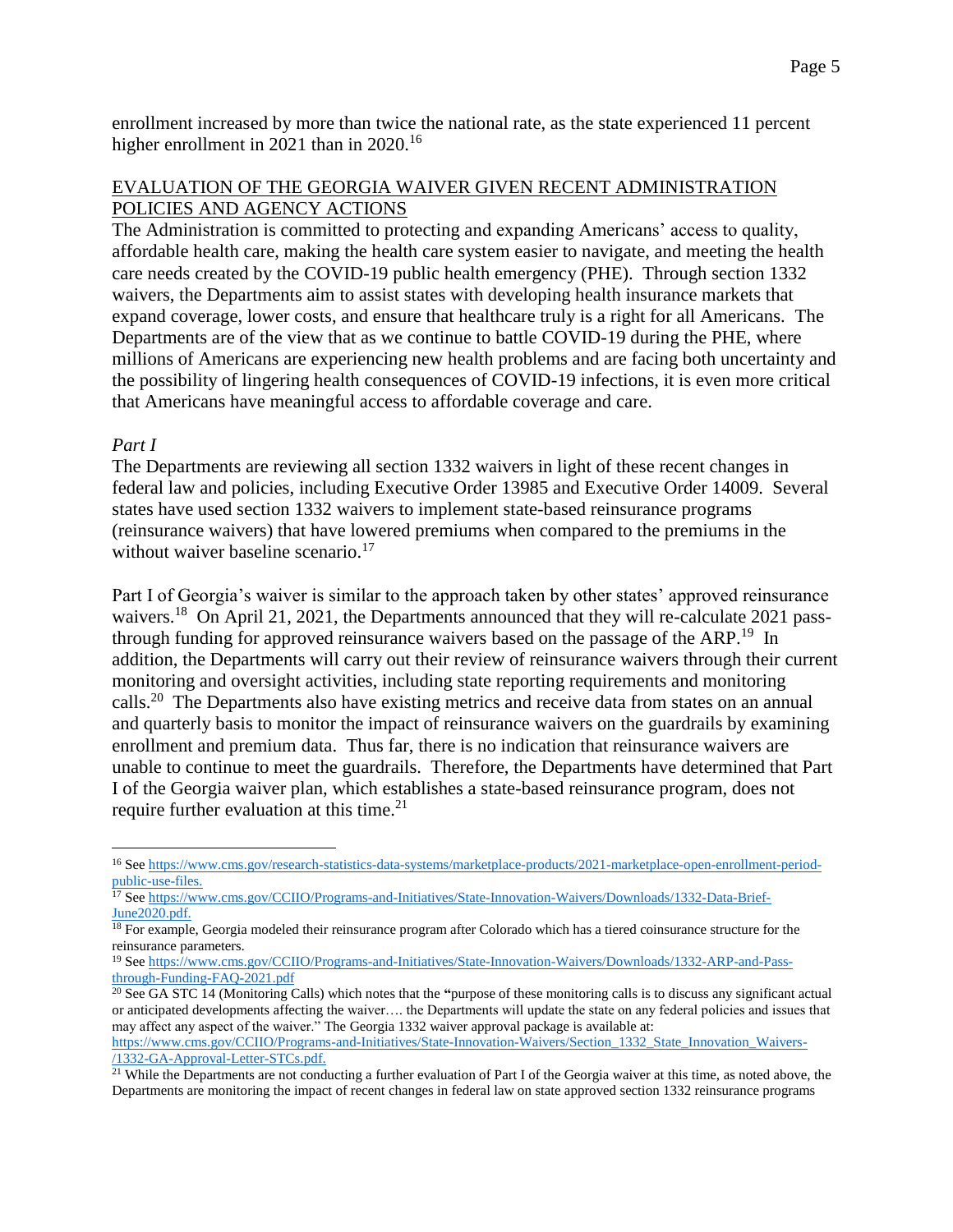enrollment increased by more than twice the national rate, as the state experienced 11 percent higher enrollment in 2021 than in 2020.[16]

## EVALUATION OF THE GEORGIA WAIVER GIVEN RECENT ADMINISTRATION POLICIES AND AGENCY ACTIONS

The Administration is committed to protecting and expanding Americans' access to quality, affordable health care, making the health care system easier to navigate, and meeting the health care needs created by the COVID-19 public health emergency (PHE). Through section 1332 waivers, the Departments aim to assist states with developing health insurance markets that expand coverage, lower costs, and ensure that healthcare truly is a right for all Americans. The Departments are of the view that as we continue to battle COVID-19 during the PHE, where millions of Americans are experiencing new health problems and are facing both uncertainty and the possibility of lingering health consequences of COVID-19 infections, it is even more critical that Americans have meaningful access to affordable coverage and care.

### *Part I*

The Departments are reviewing all section 1332 waivers in light of these recent changes in federal law and policies, including Executive Order 13985 and Executive Order 14009. Several states have used section 1332 waivers to implement state-based reinsurance programs (reinsurance waivers) that have lowered premiums when compared to the premiums in the without waiver baseline scenario.[17]

Part I of Georgia's waiver is similar to the approach taken by other states' approved reinsurance waivers.[18] On April 21, 2021, the Departments announced that they will re-calculate 2021 pass-through funding for approved reinsurance waivers based on the passage of the ARP.[19] In addition, the Departments will carry out their review of reinsurance waivers through their current monitoring and oversight activities, including state reporting requirements and monitoring calls.[20] The Departments also have existing metrics and receive data from states on an annual and quarterly basis to monitor the impact of reinsurance waivers on the guardrails by examining enrollment and premium data. Thus far, there is no indication that reinsurance waivers are unable to continue to meet the guardrails. Therefore, the Departments have determined that Part I of the Georgia waiver plan, which establishes a state-based reinsurance program, does not require further evaluation at this time.[21]

---

[16] See https://www.cms.gov/research-statistics-data-systems/marketplace-products/2021-marketplace-open-enrollment-period-public-use-files.

[17] See https://www.cms.gov/CCIIO/Programs-and-Initiatives/State-Innovation-Waivers/Downloads/1332-Data-Brief-June2020.pdf.

[18] For example, Georgia modeled their reinsurance program after Colorado which has a tiered coinsurance structure for the reinsurance parameters.

[19] See https://www.cms.gov/CCIIO/Programs-and-Initiatives/State-Innovation-Waivers/Downloads/1332-ARP-and-Pass-through-Funding-FAQ-2021.pdf

[20] See GA STC 14 (Monitoring Calls) which notes that the "purpose of these monitoring calls is to discuss any significant actual or anticipated developments affecting the waiver…. the Departments will update the state on any federal policies and issues that may affect any aspect of the waiver." The Georgia 1332 waiver approval package is available at: https://www.cms.gov/CCIIO/Programs-and-Initiatives/State-Innovation-Waivers/Section_1332_State_Innovation_Waivers-/1332-GA-Approval-Letter-STCs.pdf.

[21] While the Departments are not conducting a further evaluation of Part I of the Georgia waiver at this time, as noted above, the Departments are monitoring the impact of recent changes in federal law on state approved section 1332 reinsurance programs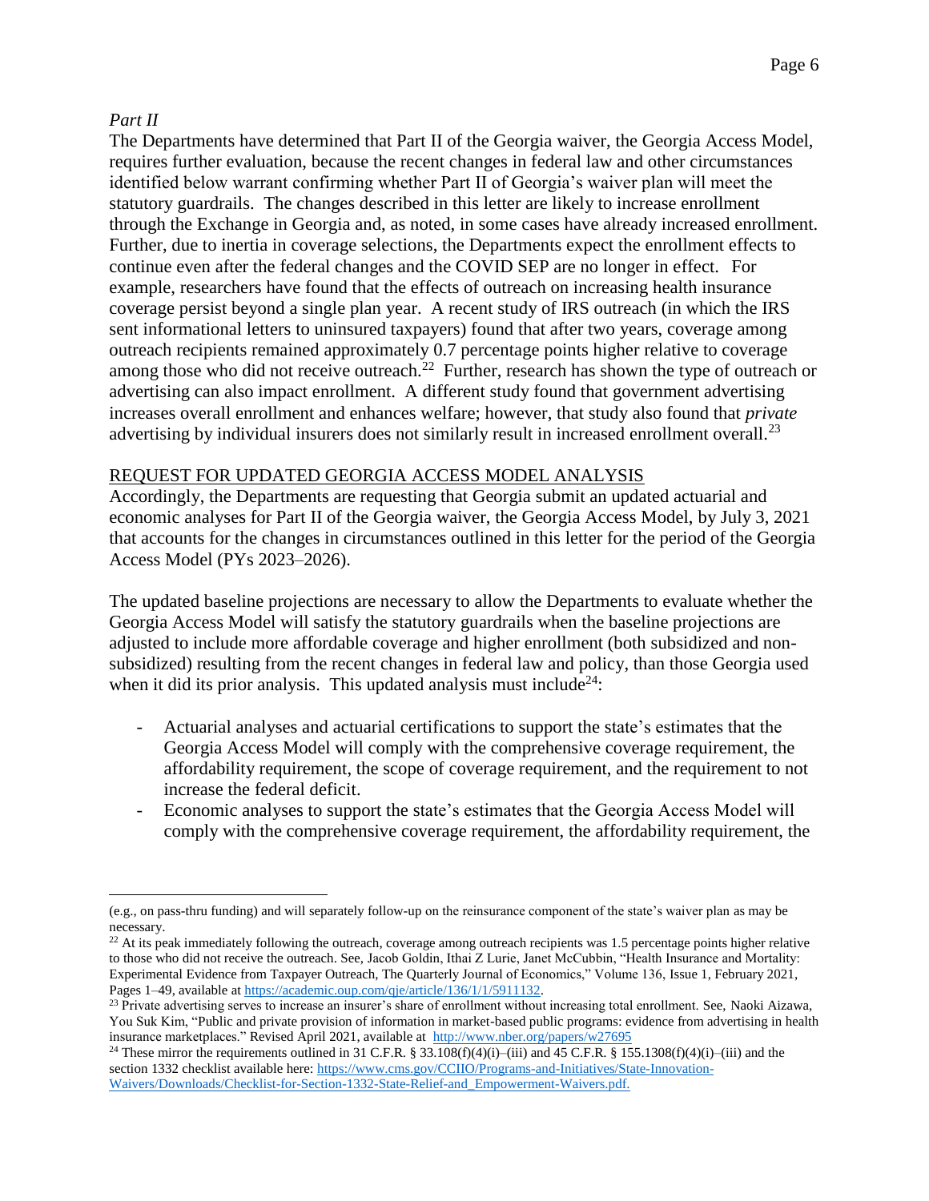*Part II*

The Departments have determined that Part II of the Georgia waiver, the Georgia Access Model, requires further evaluation, because the recent changes in federal law and other circumstances identified below warrant confirming whether Part II of Georgia's waiver plan will meet the statutory guardrails. The changes described in this letter are likely to increase enrollment through the Exchange in Georgia and, as noted, in some cases have already increased enrollment. Further, due to inertia in coverage selections, the Departments expect the enrollment effects to continue even after the federal changes and the COVID SEP are no longer in effect. For example, researchers have found that the effects of outreach on increasing health insurance coverage persist beyond a single plan year. A recent study of IRS outreach (in which the IRS sent informational letters to uninsured taxpayers) found that after two years, coverage among outreach recipients remained approximately 0.7 percentage points higher relative to coverage among those who did not receive outreach.[22] Further, research has shown the type of outreach or advertising can also impact enrollment. A different study found that government advertising increases overall enrollment and enhances welfare; however, that study also found that *private* advertising by individual insurers does not similarly result in increased enrollment overall.[23]

REQUEST FOR UPDATED GEORGIA ACCESS MODEL ANALYSIS

Accordingly, the Departments are requesting that Georgia submit an updated actuarial and economic analyses for Part II of the Georgia waiver, the Georgia Access Model, by July 3, 2021 that accounts for the changes in circumstances outlined in this letter for the period of the Georgia Access Model (PYs 2023–2026).

The updated baseline projections are necessary to allow the Departments to evaluate whether the Georgia Access Model will satisfy the statutory guardrails when the baseline projections are adjusted to include more affordable coverage and higher enrollment (both subsidized and non-subsidized) resulting from the recent changes in federal law and policy, than those Georgia used when it did its prior analysis. This updated analysis must include[24]:

- Actuarial analyses and actuarial certifications to support the state's estimates that the Georgia Access Model will comply with the comprehensive coverage requirement, the affordability requirement, the scope of coverage requirement, and the requirement to not increase the federal deficit.
- Economic analyses to support the state's estimates that the Georgia Access Model will comply with the comprehensive coverage requirement, the affordability requirement, the

---

(e.g., on pass-thru funding) and will separately follow-up on the reinsurance component of the state's waiver plan as may be necessary.

[22] At its peak immediately following the outreach, coverage among outreach recipients was 1.5 percentage points higher relative to those who did not receive the outreach. See, Jacob Goldin, Ithai Z Lurie, Janet McCubbin, "Health Insurance and Mortality: Experimental Evidence from Taxpayer Outreach, The Quarterly Journal of Economics," Volume 136, Issue 1, February 2021, Pages 1–49, available at https://academic.oup.com/qje/article/136/1/1/5911132.

[23] Private advertising serves to increase an insurer's share of enrollment without increasing total enrollment. See, Naoki Aizawa, You Suk Kim, "Public and private provision of information in market-based public programs: evidence from advertising in health insurance marketplaces." Revised April 2021, available at http://www.nber.org/papers/w27695

[24] These mirror the requirements outlined in 31 C.F.R. § 33.108(f)(4)(i)–(iii) and 45 C.F.R. § 155.1308(f)(4)(i)–(iii) and the section 1332 checklist available here: https://www.cms.gov/CCIIO/Programs-and-Initiatives/State-Innovation-Waivers/Downloads/Checklist-for-Section-1332-State-Relief-and_Empowerment-Waivers.pdf.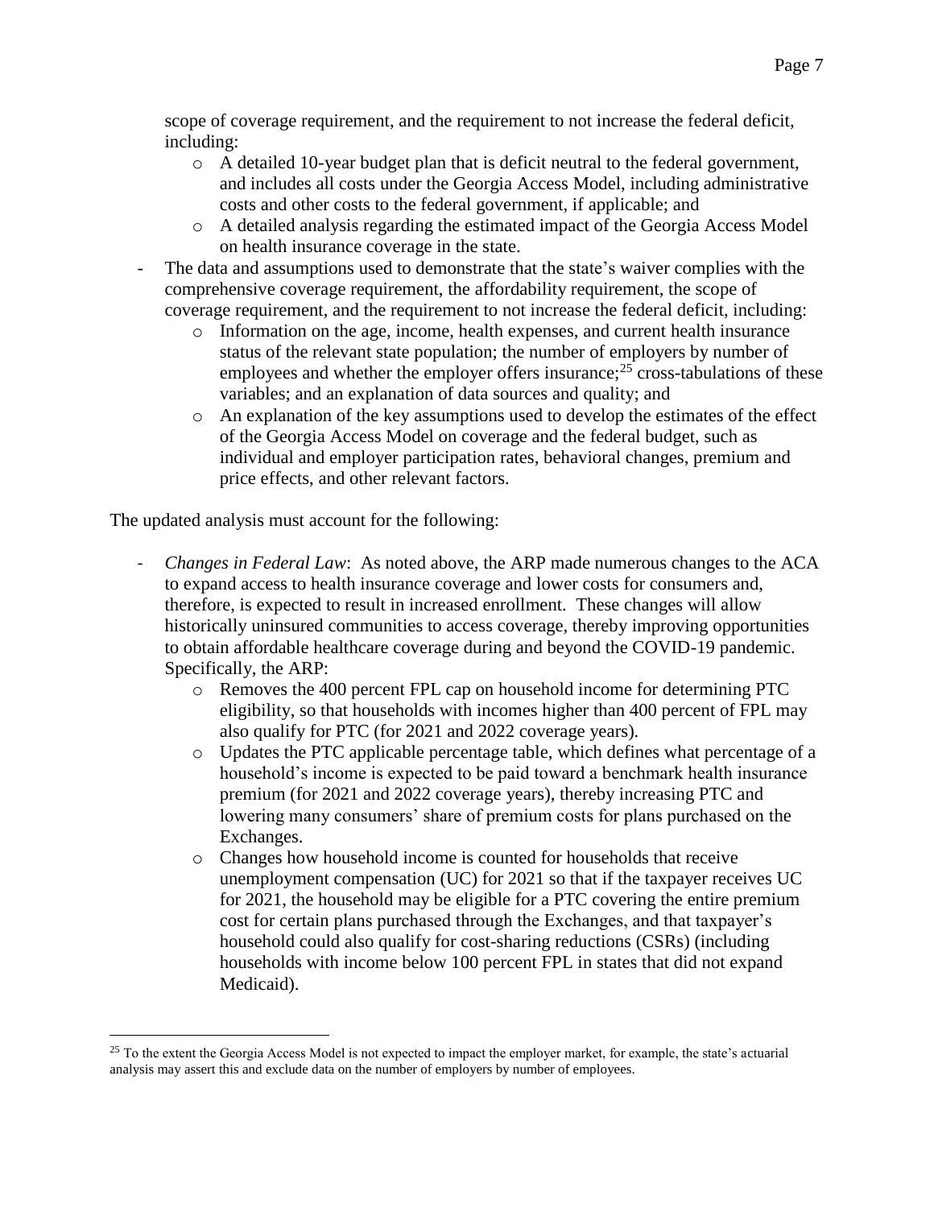scope of coverage requirement, and the requirement to not increase the federal deficit, including:

  - A detailed 10-year budget plan that is deficit neutral to the federal government, and includes all costs under the Georgia Access Model, including administrative costs and other costs to the federal government, if applicable; and
  - A detailed analysis regarding the estimated impact of the Georgia Access Model on health insurance coverage in the state.
- The data and assumptions used to demonstrate that the state's waiver complies with the comprehensive coverage requirement, the affordability requirement, the scope of coverage requirement, and the requirement to not increase the federal deficit, including:
  - Information on the age, income, health expenses, and current health insurance status of the relevant state population; the number of employers by number of employees and whether the employer offers insurance;[25] cross-tabulations of these variables; and an explanation of data sources and quality; and
  - An explanation of the key assumptions used to develop the estimates of the effect of the Georgia Access Model on coverage and the federal budget, such as individual and employer participation rates, behavioral changes, premium and price effects, and other relevant factors.

The updated analysis must account for the following:

- *Changes in Federal Law*: As noted above, the ARP made numerous changes to the ACA to expand access to health insurance coverage and lower costs for consumers and, therefore, is expected to result in increased enrollment. These changes will allow historically uninsured communities to access coverage, thereby improving opportunities to obtain affordable healthcare coverage during and beyond the COVID-19 pandemic. Specifically, the ARP:
  - Removes the 400 percent FPL cap on household income for determining PTC eligibility, so that households with incomes higher than 400 percent of FPL may also qualify for PTC (for 2021 and 2022 coverage years).
  - Updates the PTC applicable percentage table, which defines what percentage of a household's income is expected to be paid toward a benchmark health insurance premium (for 2021 and 2022 coverage years), thereby increasing PTC and lowering many consumers' share of premium costs for plans purchased on the Exchanges.
  - Changes how household income is counted for households that receive unemployment compensation (UC) for 2021 so that if the taxpayer receives UC for 2021, the household may be eligible for a PTC covering the entire premium cost for certain plans purchased through the Exchanges, and that taxpayer's household could also qualify for cost-sharing reductions (CSRs) (including households with income below 100 percent FPL in states that did not expand Medicaid).

[25] To the extent the Georgia Access Model is not expected to impact the employer market, for example, the state's actuarial analysis may assert this and exclude data on the number of employers by number of employees.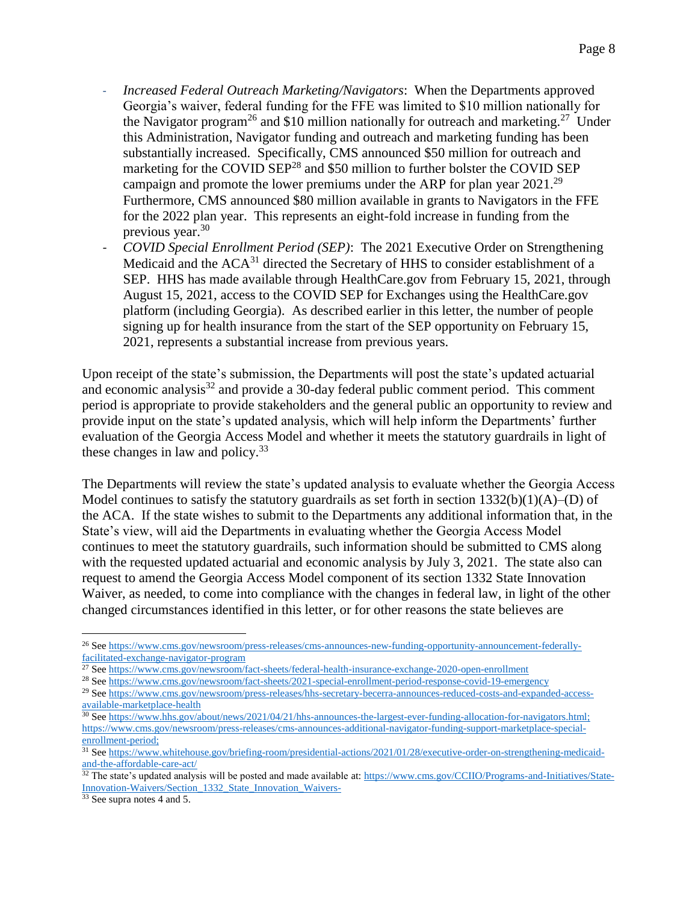- *Increased Federal Outreach Marketing/Navigators*: When the Departments approved Georgia's waiver, federal funding for the FFE was limited to $10 million nationally for the Navigator program[26] and $10 million nationally for outreach and marketing.[27] Under this Administration, Navigator funding and outreach and marketing funding has been substantially increased. Specifically, CMS announced $50 million for outreach and marketing for the COVID SEP[28] and $50 million to further bolster the COVID SEP campaign and promote the lower premiums under the ARP for plan year 2021.[29] Furthermore, CMS announced $80 million available in grants to Navigators in the FFE for the 2022 plan year. This represents an eight-fold increase in funding from the previous year.[30]
- *COVID Special Enrollment Period (SEP)*: The 2021 Executive Order on Strengthening Medicaid and the ACA[31] directed the Secretary of HHS to consider establishment of a SEP. HHS has made available through HealthCare.gov from February 15, 2021, through August 15, 2021, access to the COVID SEP for Exchanges using the HealthCare.gov platform (including Georgia). As described earlier in this letter, the number of people signing up for health insurance from the start of the SEP opportunity on February 15, 2021, represents a substantial increase from previous years.

Upon receipt of the state's submission, the Departments will post the state's updated actuarial and economic analysis[32] and provide a 30-day federal public comment period. This comment period is appropriate to provide stakeholders and the general public an opportunity to review and provide input on the state's updated analysis, which will help inform the Departments' further evaluation of the Georgia Access Model and whether it meets the statutory guardrails in light of these changes in law and policy.[33]

The Departments will review the state's updated analysis to evaluate whether the Georgia Access Model continues to satisfy the statutory guardrails as set forth in section 1332(b)(1)(A)–(D) of the ACA. If the state wishes to submit to the Departments any additional information that, in the State's view, will aid the Departments in evaluating whether the Georgia Access Model continues to meet the statutory guardrails, such information should be submitted to CMS along with the requested updated actuarial and economic analysis by July 3, 2021. The state also can request to amend the Georgia Access Model component of its section 1332 State Innovation Waiver, as needed, to come into compliance with the changes in federal law, in light of the other changed circumstances identified in this letter, or for other reasons the state believes are

---

[26] See https://www.cms.gov/newsroom/press-releases/cms-announces-new-funding-opportunity-announcement-federally-facilitated-exchange-navigator-program

[27] See https://www.cms.gov/newsroom/fact-sheets/federal-health-insurance-exchange-2020-open-enrollment

[28] See https://www.cms.gov/newsroom/fact-sheets/2021-special-enrollment-period-response-covid-19-emergency

[29] See https://www.cms.gov/newsroom/press-releases/hhs-secretary-becerra-announces-reduced-costs-and-expanded-access-available-marketplace-health

[30] See https://www.hhs.gov/about/news/2021/04/21/hhs-announces-the-largest-ever-funding-allocation-for-navigators.html; https://www.cms.gov/newsroom/press-releases/cms-announces-additional-navigator-funding-support-marketplace-special-enrollment-period;

[31] See https://www.whitehouse.gov/briefing-room/presidential-actions/2021/01/28/executive-order-on-strengthening-medicaid-and-the-affordable-care-act/

[32] The state's updated analysis will be posted and made available at: https://www.cms.gov/CCIIO/Programs-and-Initiatives/State-Innovation-Waivers/Section_1332_State_Innovation_Waivers-

[33] See supra notes 4 and 5.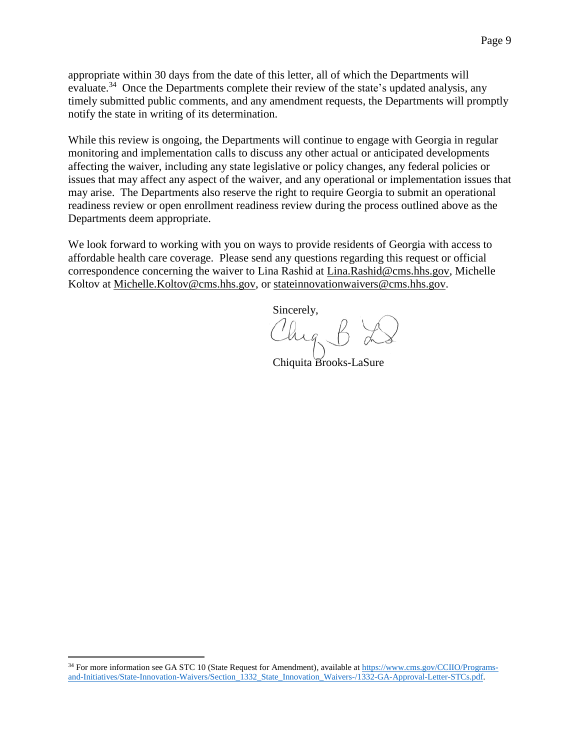appropriate within 30 days from the date of this letter, all of which the Departments will evaluate.[34] Once the Departments complete their review of the state's updated analysis, any timely submitted public comments, and any amendment requests, the Departments will promptly notify the state in writing of its determination.

While this review is ongoing, the Departments will continue to engage with Georgia in regular monitoring and implementation calls to discuss any other actual or anticipated developments affecting the waiver, including any state legislative or policy changes, any federal policies or issues that may affect any aspect of the waiver, and any operational or implementation issues that may arise. The Departments also reserve the right to require Georgia to submit an operational readiness review or open enrollment readiness review during the process outlined above as the Departments deem appropriate.

We look forward to working with you on ways to provide residents of Georgia with access to affordable health care coverage. Please send any questions regarding this request or official correspondence concerning the waiver to Lina Rashid at Lina.Rashid@cms.hhs.gov, Michelle Koltov at Michelle.Koltov@cms.hhs.gov, or stateinnovationwaivers@cms.hhs.gov.

Sincerely,

Chiquita Brooks-LaSure

---

[34] For more information see GA STC 10 (State Request for Amendment), available at https://www.cms.gov/CCIIO/Programs-and-Initiatives/State-Innovation-Waivers/Section_1332_State_Innovation_Waivers-/1332-GA-Approval-Letter-STCs.pdf.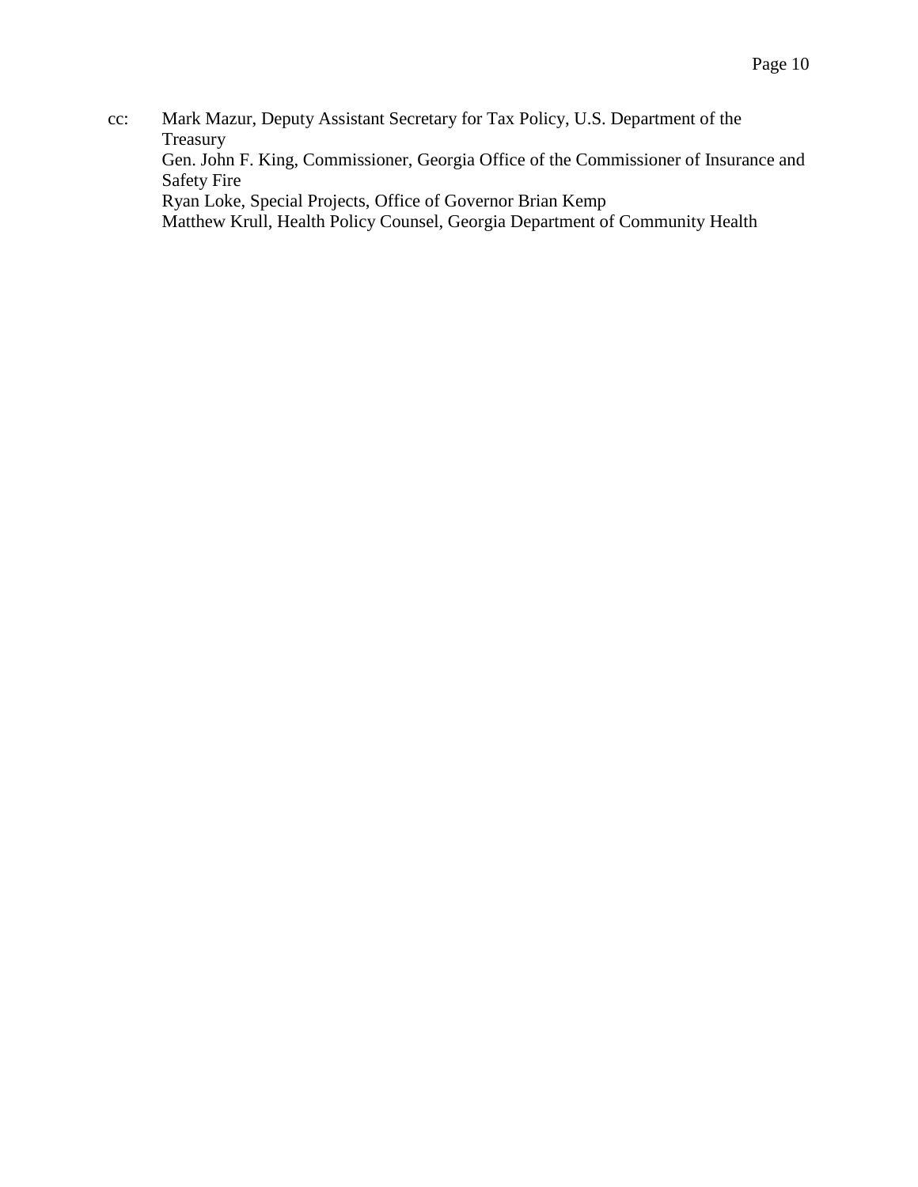cc: Mark Mazur, Deputy Assistant Secretary for Tax Policy, U.S. Department of the Treasury
Gen. John F. King, Commissioner, Georgia Office of the Commissioner of Insurance and Safety Fire
Ryan Loke, Special Projects, Office of Governor Brian Kemp
Matthew Krull, Health Policy Counsel, Georgia Department of Community Health